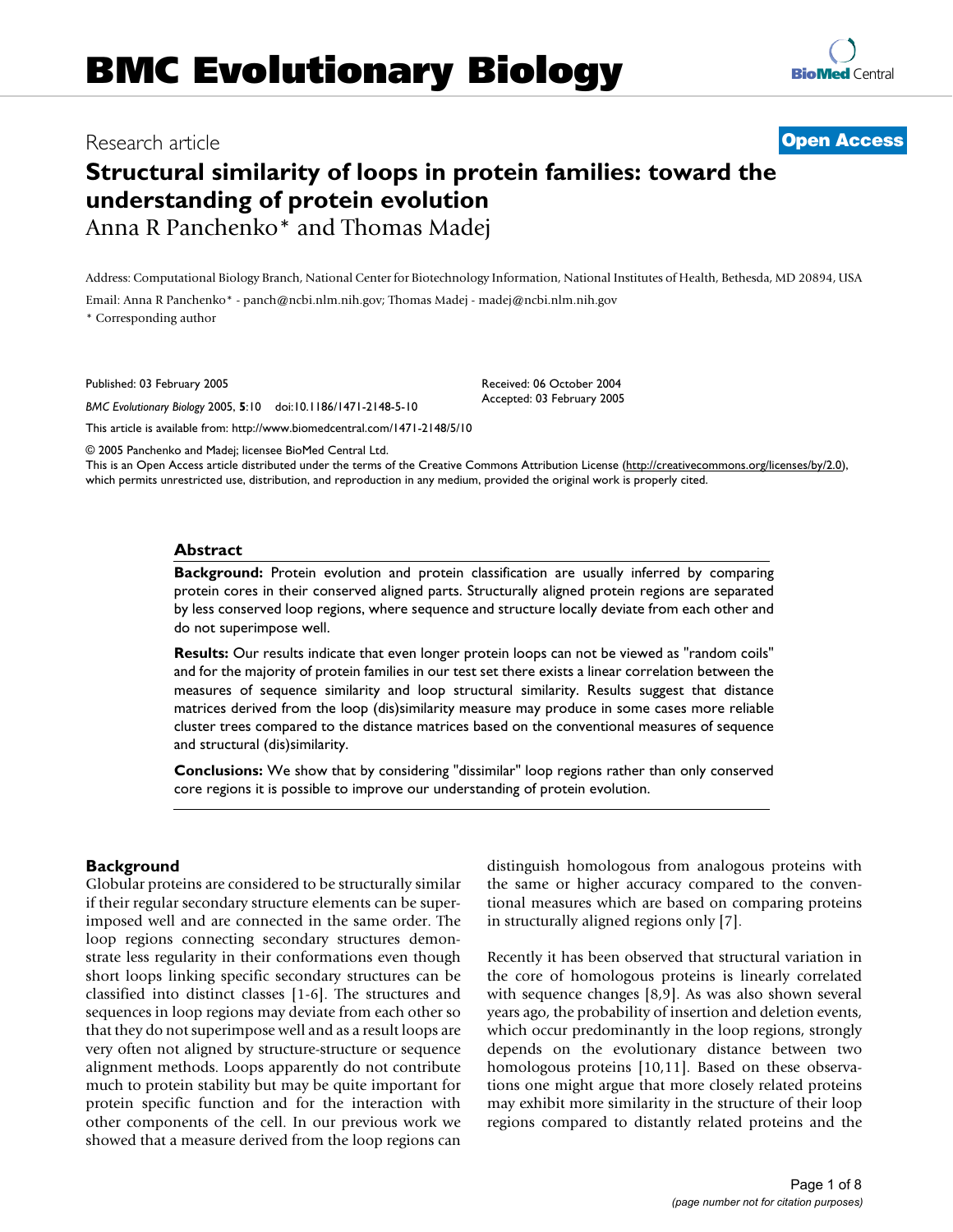# BMC Evolutionary Biology

Research article

**Open Access**

## Structural similarity of loops in protein families: toward the understanding of protein evolution

Anna R Panchenko* and Thomas Madej

Address: Computational Biology Branch, National Center for Biotechnology Information, National Institutes of Health, Bethesda, MD 20894, USA

Email: Anna R Panchenko* - panch@ncbi.nlm.nih.gov; Thomas Madej - madej@ncbi.nlm.nih.gov

* Corresponding author

Published: 03 February 2005

*BMC Evolutionary Biology* 2005, **5**:10 doi:10.1186/1471-2148-5-10

Received: 06 October 2004
Accepted: 03 February 2005

This article is available from: http://www.biomedcentral.com/1471-2148/5/10

© 2005 Panchenko and Madej; licensee BioMed Central Ltd.
This is an Open Access article distributed under the terms of the Creative Commons Attribution License (http://creativecommons.org/licenses/by/2.0), which permits unrestricted use, distribution, and reproduction in any medium, provided the original work is properly cited.

### Abstract

**Background:** Protein evolution and protein classification are usually inferred by comparing protein cores in their conserved aligned parts. Structurally aligned protein regions are separated by less conserved loop regions, where sequence and structure locally deviate from each other and do not superimpose well.

**Results:** Our results indicate that even longer protein loops can not be viewed as "random coils" and for the majority of protein families in our test set there exists a linear correlation between the measures of sequence similarity and loop structural similarity. Results suggest that distance matrices derived from the loop (dis)similarity measure may produce in some cases more reliable cluster trees compared to the distance matrices based on the conventional measures of sequence and structural (dis)similarity.

**Conclusions:** We show that by considering "dissimilar" loop regions rather than only conserved core regions it is possible to improve our understanding of protein evolution.

### Background

Globular proteins are considered to be structurally similar if their regular secondary structure elements can be superimposed well and are connected in the same order. The loop regions connecting secondary structures demonstrate less regularity in their conformations even though short loops linking specific secondary structures can be classified into distinct classes [1-6]. The structures and sequences in loop regions may deviate from each other so that they do not superimpose well and as a result loops are very often not aligned by structure-structure or sequence alignment methods. Loops apparently do not contribute much to protein stability but may be quite important for protein specific function and for the interaction with other components of the cell. In our previous work we showed that a measure derived from the loop regions can distinguish homologous from analogous proteins with the same or higher accuracy compared to the conventional measures which are based on comparing proteins in structurally aligned regions only [7].

Recently it has been observed that structural variation in the core of homologous proteins is linearly correlated with sequence changes [8,9]. As was also shown several years ago, the probability of insertion and deletion events, which occur predominantly in the loop regions, strongly depends on the evolutionary distance between two homologous proteins [10,11]. Based on these observations one might argue that more closely related proteins may exhibit more similarity in the structure of their loop regions compared to distantly related proteins and the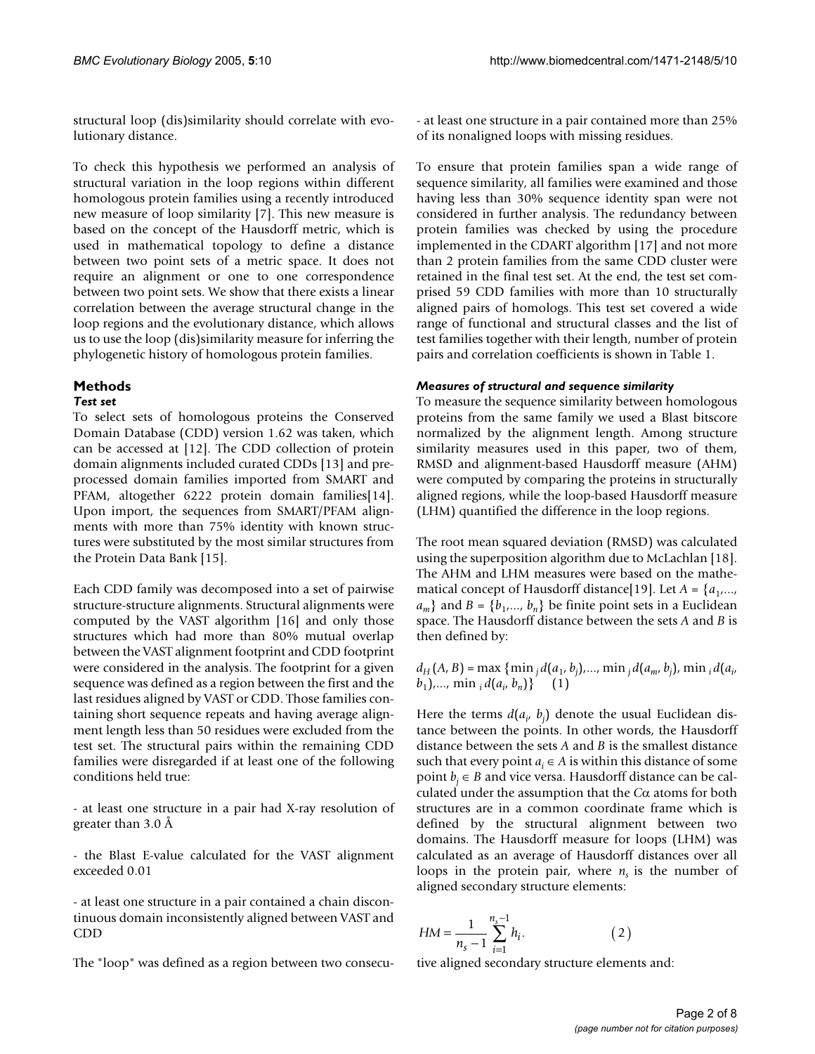structural loop (dis)similarity should correlate with evolutionary distance.

To check this hypothesis we performed an analysis of structural variation in the loop regions within different homologous protein families using a recently introduced new measure of loop similarity [7]. This new measure is based on the concept of the Hausdorff metric, which is used in mathematical topology to define a distance between two point sets of a metric space. It does not require an alignment or one to one correspondence between two point sets. We show that there exists a linear correlation between the average structural change in the loop regions and the evolutionary distance, which allows us to use the loop (dis)similarity measure for inferring the phylogenetic history of homologous protein families.

## Methods

### *Test set*

To select sets of homologous proteins the Conserved Domain Database (CDD) version 1.62 was taken, which can be accessed at [12]. The CDD collection of protein domain alignments included curated CDDs [13] and preprocessed domain families imported from SMART and PFAM, altogether 6222 protein domain families[14]. Upon import, the sequences from SMART/PFAM alignments with more than 75% identity with known structures were substituted by the most similar structures from the Protein Data Bank [15].

Each CDD family was decomposed into a set of pairwise structure-structure alignments. Structural alignments were computed by the VAST algorithm [16] and only those structures which had more than 80% mutual overlap between the VAST alignment footprint and CDD footprint were considered in the analysis. The footprint for a given sequence was defined as a region between the first and the last residues aligned by VAST or CDD. Those families containing short sequence repeats and having average alignment length less than 50 residues were excluded from the test set. The structural pairs within the remaining CDD families were disregarded if at least one of the following conditions held true:

- at least one structure in a pair had X-ray resolution of greater than 3.0 Å

- the Blast E-value calculated for the VAST alignment exceeded 0.01

- at least one structure in a pair contained a chain discontinuous domain inconsistently aligned between VAST and CDD

- at least one structure in a pair contained more than 25% of its nonaligned loops with missing residues.

The "loop" was defined as a region between two consecutive aligned secondary structure elements and:

To ensure that protein families span a wide range of sequence similarity, all families were examined and those having less than 30% sequence identity span were not considered in further analysis. The redundancy between protein families was checked by using the procedure implemented in the CDART algorithm [17] and not more than 2 protein families from the same CDD cluster were retained in the final test set. At the end, the test set comprised 59 CDD families with more than 10 structurally aligned pairs of homologs. This test set covered a wide range of functional and structural classes and the list of test families together with their length, number of protein pairs and correlation coefficients is shown in Table 1.

### *Measures of structural and sequence similarity*

To measure the sequence similarity between homologous proteins from the same family we used a Blast bitscore normalized by the alignment length. Among structure similarity measures used in this paper, two of them, RMSD and alignment-based Hausdorff measure (AHM) were computed by comparing the proteins in structurally aligned regions, while the loop-based Hausdorff measure (LHM) quantified the difference in the loop regions.

The root mean squared deviation (RMSD) was calculated using the superposition algorithm due to McLachlan [18]. The AHM and LHM measures were based on the mathematical concept of Hausdorff distance[19]. Let $A = \{a_1,..., a_m\}$ and $B = \{b_1,..., b_n\}$ be finite point sets in a Euclidean space. The Hausdorff distance between the sets $A$ and $B$ is then defined by:

$$d_H(A, B) = \max \{\min_j d(a_1, b_j),..., \min_j d(a_m, b_j), \min_i d(a_i, b_1),..., \min_i d(a_i, b_n)\} \quad (1)$$

Here the terms $d(a_i, b_j)$ denote the usual Euclidean distance between the points. In other words, the Hausdorff distance between the sets $A$ and $B$ is the smallest distance such that every point $a_i \in A$ is within this distance of some point $b_j \in B$ and vice versa. Hausdorff distance can be calculated under the assumption that the Cα atoms for both structures are in a common coordinate frame which is defined by the structural alignment between two domains. The Hausdorff measure for loops (LHM) was calculated as an average of Hausdorff distances over all loops in the protein pair, where $n_s$ is the number of aligned secondary structure elements:

$$HM = \frac{1}{n_s - 1} \sum_{i=1}^{n_s - 1} h_i. \quad (2)$$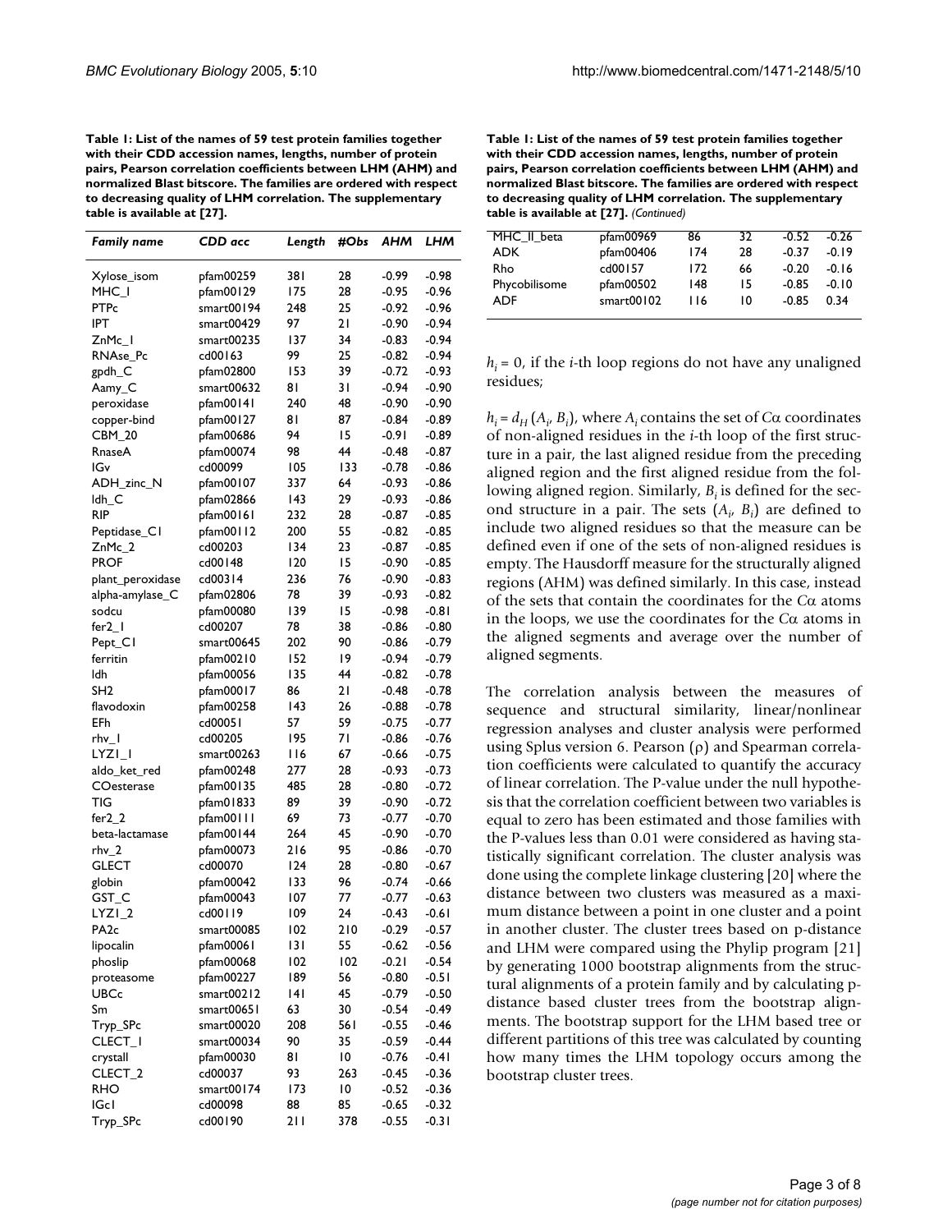**Table 1: List of the names of 59 test protein families together with their CDD accession names, lengths, number of protein pairs, Pearson correlation coefficients between LHM (AHM) and normalized Blast bitscore. The families are ordered with respect to decreasing quality of LHM correlation. The supplementary table is available at [27].**

| *Family name* | *CDD acc* | *Length* | *#Obs* | *AHM* | *LHM* |
|---|---|---|---|---|---|
| Xylose_isom | pfam00259 | 381 | 28 | -0.99 | -0.98 |
| MHC_I | pfam00129 | 175 | 28 | -0.95 | -0.96 |
| PTPc | smart00194 | 248 | 25 | -0.92 | -0.96 |
| IPT | smart00429 | 97 | 21 | -0.90 | -0.94 |
| ZnMc_1 | smart00235 | 137 | 34 | -0.83 | -0.94 |
| RNAse_Pc | cd00163 | 99 | 25 | -0.82 | -0.94 |
| gpdh_C | pfam02800 | 153 | 39 | -0.72 | -0.93 |
| Aamy_C | smart00632 | 81 | 31 | -0.94 | -0.90 |
| peroxidase | pfam00141 | 240 | 48 | -0.90 | -0.90 |
| copper-bind | pfam00127 | 81 | 87 | -0.84 | -0.89 |
| CBM_20 | pfam00686 | 94 | 15 | -0.91 | -0.89 |
| RnaseA | pfam00074 | 98 | 44 | -0.48 | -0.87 |
| IGv | cd00099 | 105 | 133 | -0.78 | -0.86 |
| ADH_zinc_N | pfam00107 | 337 | 64 | -0.93 | -0.86 |
| ldh_C | pfam02866 | 143 | 29 | -0.93 | -0.86 |
| RIP | pfam00161 | 232 | 28 | -0.87 | -0.85 |
| Peptidase_C1 | pfam00112 | 200 | 55 | -0.82 | -0.85 |
| ZnMc_2 | cd00203 | 134 | 23 | -0.87 | -0.85 |
| PROF | cd00148 | 120 | 15 | -0.90 | -0.85 |
| plant_peroxidase | cd00314 | 236 | 76 | -0.90 | -0.83 |
| alpha-amylase_C | pfam02806 | 78 | 39 | -0.93 | -0.82 |
| sodcu | pfam00080 | 139 | 15 | -0.98 | -0.81 |
| fer2_1 | cd00207 | 78 | 38 | -0.86 | -0.80 |
| Pept_C1 | smart00645 | 202 | 90 | -0.86 | -0.79 |
| ferritin | pfam00210 | 152 | 19 | -0.94 | -0.79 |
| ldh | pfam00056 | 135 | 44 | -0.82 | -0.78 |
| SH2 | pfam00017 | 86 | 21 | -0.48 | -0.78 |
| flavodoxin | pfam00258 | 143 | 26 | -0.88 | -0.78 |
| EFh | cd00051 | 57 | 59 | -0.75 | -0.77 |
| rhv_1 | cd00205 | 195 | 71 | -0.86 | -0.76 |
| LYZ1_1 | smart00263 | 116 | 67 | -0.66 | -0.75 |
| aldo_ket_red | pfam00248 | 277 | 28 | -0.93 | -0.73 |
| COesterase | pfam00135 | 485 | 28 | -0.80 | -0.72 |
| TIG | pfam01833 | 89 | 39 | -0.90 | -0.72 |
| fer2_2 | pfam00111 | 69 | 73 | -0.77 | -0.70 |
| beta-lactamase | pfam00144 | 264 | 45 | -0.90 | -0.70 |
| rhv_2 | pfam00073 | 216 | 95 | -0.86 | -0.70 |
| GLECT | cd00070 | 124 | 28 | -0.80 | -0.67 |
| globin | pfam00042 | 133 | 96 | -0.74 | -0.66 |
| GST_C | pfam00043 | 107 | 77 | -0.77 | -0.63 |
| LYZ1_2 | cd00119 | 109 | 24 | -0.43 | -0.61 |
| PA2c | smart00085 | 102 | 210 | -0.29 | -0.57 |
| lipocalin | pfam00061 | 131 | 55 | -0.62 | -0.56 |
| phoslip | pfam00068 | 102 | 102 | -0.21 | -0.54 |
| proteasome | pfam00227 | 189 | 56 | -0.80 | -0.51 |
| UBCc | smart00212 | 141 | 45 | -0.79 | -0.50 |
| Sm | smart00651 | 63 | 30 | -0.54 | -0.49 |
| Tryp_SPc | smart00020 | 208 | 561 | -0.55 | -0.46 |
| CLECT_1 | smart00034 | 90 | 35 | -0.59 | -0.44 |
| crystall | pfam00030 | 81 | 10 | -0.76 | -0.41 |
| CLECT_2 | cd00037 | 93 | 263 | -0.45 | -0.36 |
| RHO | smart00174 | 173 | 10 | -0.52 | -0.36 |
| IGc1 | cd00098 | 88 | 85 | -0.65 | -0.32 |
| Tryp_SPc | cd00190 | 211 | 378 | -0.55 | -0.31 |
| MHC_II_beta | pfam00969 | 86 | 32 | -0.52 | -0.26 |
| ADK | pfam00406 | 174 | 28 | -0.37 | -0.19 |
| Rho | cd00157 | 172 | 66 | -0.20 | -0.16 |
| Phycobilisome | pfam00502 | 148 | 15 | -0.85 | -0.10 |
| ADF | smart00102 | 116 | 10 | -0.85 | 0.34 |

$h_i = 0$, if the *i*-th loop regions do not have any unaligned residues;

$h_i = d_H(A_i, B_i)$, where $A_i$ contains the set of $C\alpha$ coordinates of non-aligned residues in the *i*-th loop of the first structure in a pair, the last aligned residue from the preceding aligned region and the first aligned residue from the following aligned region. Similarly, $B_i$ is defined for the second structure in a pair. The sets $(A_i, B_i)$ are defined to include two aligned residues so that the measure can be defined even if one of the sets of non-aligned residues is empty. The Hausdorff measure for the structurally aligned regions (AHM) was defined similarly. In this case, instead of the sets that contain the coordinates for the $C\alpha$ atoms in the loops, we use the coordinates for the $C\alpha$ atoms in the aligned segments and average over the number of aligned segments.

The correlation analysis between the measures of sequence and structural similarity, linear/nonlinear regression analyses and cluster analysis were performed using Splus version 6. Pearson ($\rho$) and Spearman correlation coefficients were calculated to quantify the accuracy of linear correlation. The P-value under the null hypothesis that the correlation coefficient between two variables is equal to zero has been estimated and those families with the P-values less than 0.01 were considered as having statistically significant correlation. The cluster analysis was done using the complete linkage clustering [20] where the distance between two clusters was measured as a maximum distance between a point in one cluster and a point in another cluster. The cluster trees based on p-distance and LHM were compared using the Phylip program [21] by generating 1000 bootstrap alignments from the structural alignments of a protein family and by calculating p-distance based cluster trees from the bootstrap alignments. The bootstrap support for the LHM based tree or different partitions of this tree was calculated by counting how many times the LHM topology occurs among the bootstrap cluster trees.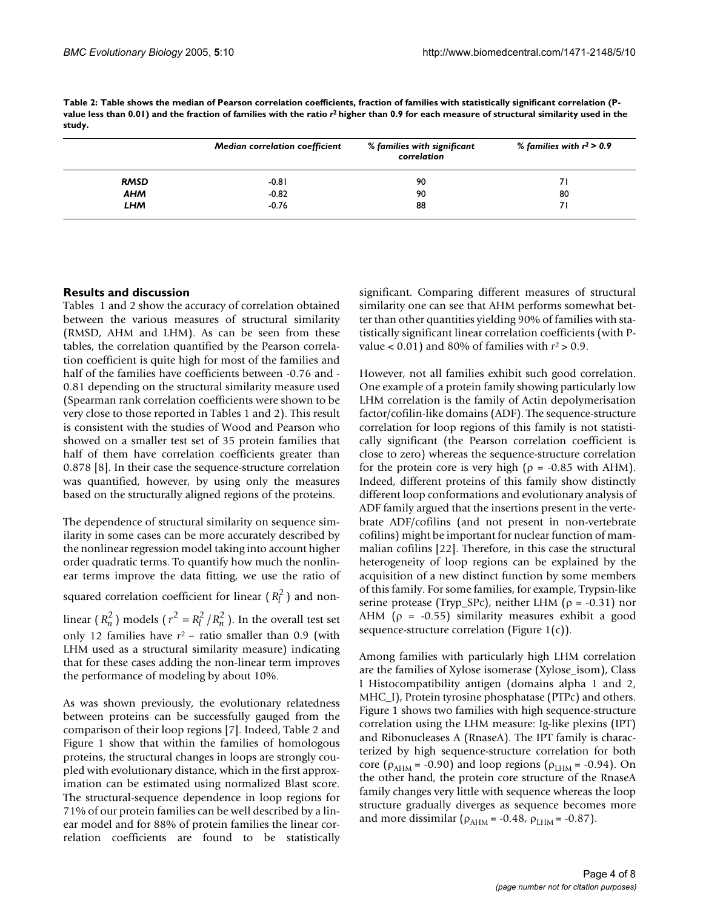**Table 2: Table shows the median of Pearson correlation coefficients, fraction of families with statistically significant correlation (P-value less than 0.01) and the fraction of families with the ratio $r^2$ higher than 0.9 for each measure of structural similarity used in the study.**

| | *Median correlation coefficient* | *% families with significant correlation* | *% families with $r^2 > 0.9$* |
|---|---|---|---|
| ***RMSD*** | -0.81 | 90 | 71 |
| ***AHM*** | -0.82 | 90 | 80 |
| ***LHM*** | -0.76 | 88 | 71 |

## Results and discussion

Tables 1 and 2 show the accuracy of correlation obtained between the various measures of structural similarity (RMSD, AHM and LHM). As can be seen from these tables, the correlation quantified by the Pearson correlation coefficient is quite high for most of the families and half of the families have coefficients between -0.76 and -0.81 depending on the structural similarity measure used (Spearman rank correlation coefficients were shown to be very close to those reported in Tables 1 and 2). This result is consistent with the studies of Wood and Pearson who showed on a smaller test set of 35 protein families that half of them have correlation coefficients greater than 0.878 [8]. In their case the sequence-structure correlation was quantified, however, by using only the measures based on the structurally aligned regions of the proteins.

The dependence of structural similarity on sequence similarity in some cases can be more accurately described by the nonlinear regression model taking into account higher order quadratic terms. To quantify how much the nonlinear terms improve the data fitting, we use the ratio of squared correlation coefficient for linear ($R_l^2$) and non-linear ($R_n^2$) models ($r^2 = R_l^2 / R_n^2$). In the overall test set only 12 families have $r^2$ – ratio smaller than 0.9 (with LHM used as a structural similarity measure) indicating that for these cases adding the non-linear term improves the performance of modeling by about 10%.

As was shown previously, the evolutionary relatedness between proteins can be successfully gauged from the comparison of their loop regions [7]. Indeed, Table 2 and Figure 1 show that within the families of homologous proteins, the structural changes in loops are strongly coupled with evolutionary distance, which in the first approximation can be estimated using normalized Blast score. The structural-sequence dependence in loop regions for 71% of our protein families can be well described by a linear model and for 88% of protein families the linear correlation coefficients are found to be statistically significant. Comparing different measures of structural similarity one can see that AHM performs somewhat better than other quantities yielding 90% of families with statistically significant linear correlation coefficients (with P-value < 0.01) and 80% of families with $r^2 > 0.9$.

However, not all families exhibit such good correlation. One example of a protein family showing particularly low LHM correlation is the family of Actin depolymerisation factor/cofilin-like domains (ADF). The sequence-structure correlation for loop regions of this family is not statistically significant (the Pearson correlation coefficient is close to zero) whereas the sequence-structure correlation for the protein core is very high ($\rho = -0.85$ with AHM). Indeed, different proteins of this family show distinctly different loop conformations and evolutionary analysis of ADF family argued that the insertions present in the vertebrate ADF/cofilins (and not present in non-vertebrate cofilins) might be important for nuclear function of mammalian cofilins [22]. Therefore, in this case the structural heterogeneity of loop regions can be explained by the acquisition of a new distinct function by some members of this family. For some families, for example, Trypsin-like serine protease (Tryp_SPc), neither LHM ($\rho = -0.31$) nor AHM ($\rho = -0.55$) similarity measures exhibit a good sequence-structure correlation (Figure 1(c)).

Among families with particularly high LHM correlation are the families of Xylose isomerase (Xylose_isom), Class I Histocompatibility antigen (domains alpha 1 and 2, MHC_I), Protein tyrosine phosphatase (PTPc) and others. Figure 1 shows two families with high sequence-structure correlation using the LHM measure: Ig-like plexins (IPT) and Ribonucleases A (RnaseA). The IPT family is characterized by high sequence-structure correlation for both core ($\rho_{AHM} = -0.90$) and loop regions ($\rho_{LHM} = -0.94$). On the other hand, the protein core structure of the RnaseA family changes very little with sequence whereas the loop structure gradually diverges as sequence becomes more and more dissimilar ($\rho_{AHM} = -0.48$, $\rho_{LHM} = -0.87$).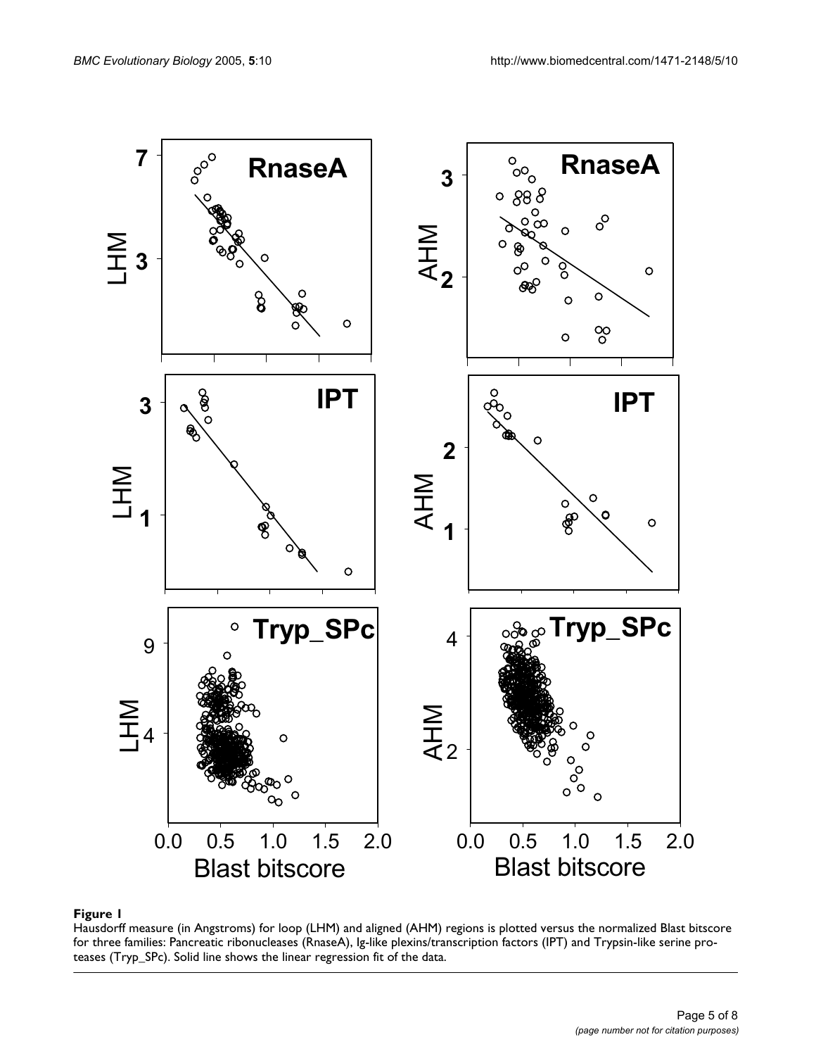**Figure 1**

Hausdorff measure (in Angstroms) for loop (LHM) and aligned (AHM) regions is plotted versus the normalized Blast bitscore for three families: Pancreatic ribonucleases (RnaseA), Ig-like plexins/transcription factors (IPT) and Trypsin-like serine proteases (Tryp_SPc). Solid line shows the linear regression fit of the data.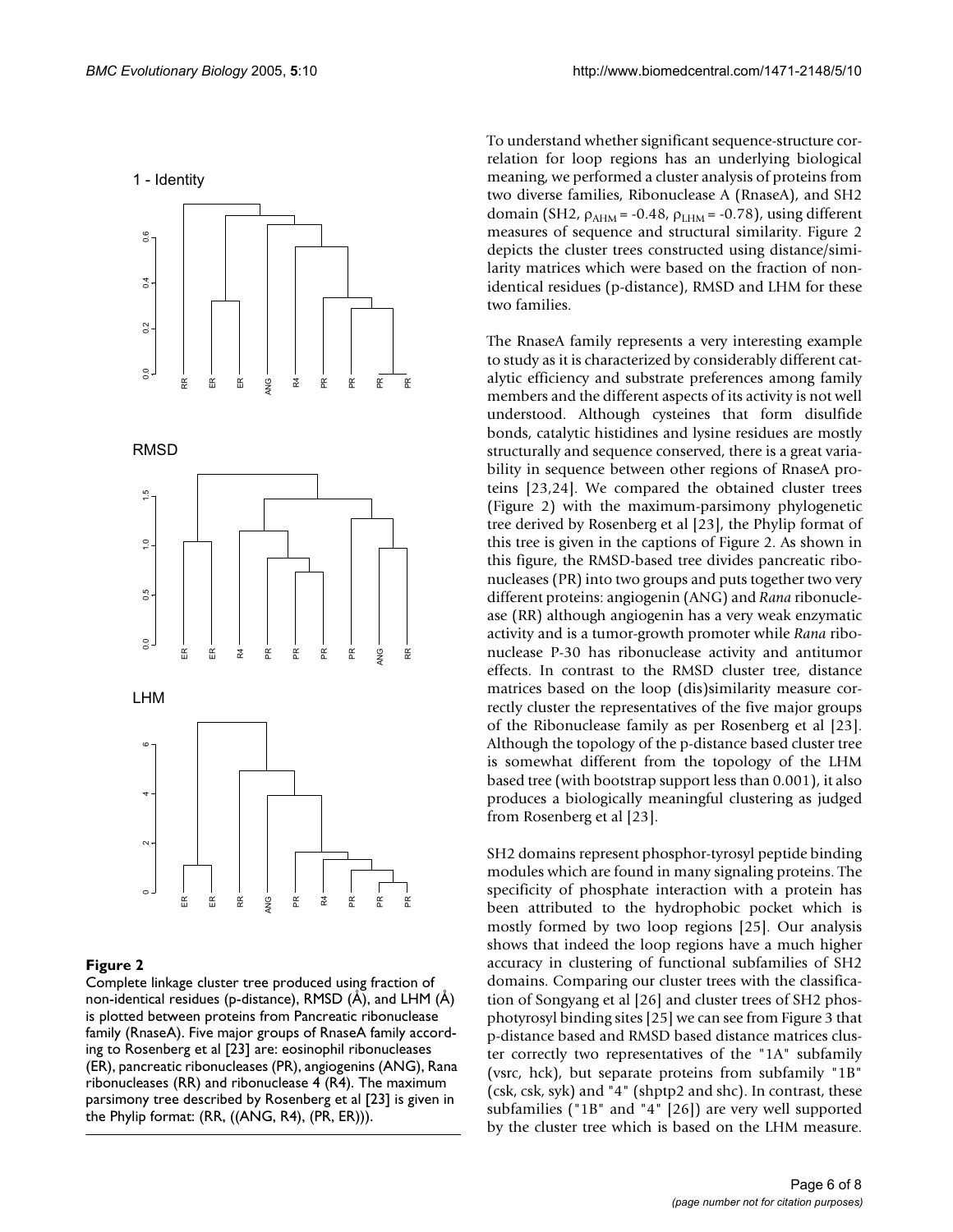**Figure 2**

Complete linkage cluster tree produced using fraction of non-identical residues (p-distance), RMSD (Å), and LHM (Å) is plotted between proteins from Pancreatic ribonuclease family (RnaseA). Five major groups of RnaseA family according to Rosenberg et al [23] are: eosinophil ribonucleases (ER), pancreatic ribonucleases (PR), angiogenins (ANG), Rana ribonucleases (RR) and ribonuclease 4 (R4). The maximum parsimony tree described by Rosenberg et al [23] is given in the Phylip format: (RR, ((ANG, R4), (PR, ER))).

To understand whether significant sequence-structure correlation for loop regions has an underlying biological meaning, we performed a cluster analysis of proteins from two diverse families, Ribonuclease A (RnaseA), and SH2 domain (SH2, $\rho_{AHM}$ = -0.48, $\rho_{LHM}$ = -0.78), using different measures of sequence and structural similarity. Figure 2 depicts the cluster trees constructed using distance/similarity matrices which were based on the fraction of non-identical residues (p-distance), RMSD and LHM for these two families.

The RnaseA family represents a very interesting example to study as it is characterized by considerably different catalytic efficiency and substrate preferences among family members and the different aspects of its activity is not well understood. Although cysteines that form disulfide bonds, catalytic histidines and lysine residues are mostly structurally and sequence conserved, there is a great variability in sequence between other regions of RnaseA proteins [23,24]. We compared the obtained cluster trees (Figure 2) with the maximum-parsimony phylogenetic tree derived by Rosenberg et al [23], the Phylip format of this tree is given in the captions of Figure 2. As shown in this figure, the RMSD-based tree divides pancreatic ribonucleases (PR) into two groups and puts together two very different proteins: angiogenin (ANG) and *Rana* ribonuclease (RR) although angiogenin has a very weak enzymatic activity and is a tumor-growth promoter while *Rana* ribonuclease P-30 has ribonuclease activity and antitumor effects. In contrast to the RMSD cluster tree, distance matrices based on the loop (dis)similarity measure correctly cluster the representatives of the five major groups of the Ribonuclease family as per Rosenberg et al [23]. Although the topology of the p-distance based cluster tree is somewhat different from the topology of the LHM based tree (with bootstrap support less than 0.001), it also produces a biologically meaningful clustering as judged from Rosenberg et al [23].

SH2 domains represent phosphor-tyrosyl peptide binding modules which are found in many signaling proteins. The specificity of phosphate interaction with a protein has been attributed to the hydrophobic pocket which is mostly formed by two loop regions [25]. Our analysis shows that indeed the loop regions have a much higher accuracy in clustering of functional subfamilies of SH2 domains. Comparing our cluster trees with the classification of Songyang et al [26] and cluster trees of SH2 phosphotyrosyl binding sites [25] we can see from Figure 3 that p-distance based and RMSD based distance matrices cluster correctly two representatives of the "1A" subfamily (vsrc, hck), but separate proteins from subfamily "1B" (csk, csk, syk) and "4" (shptp2 and shc). In contrast, these subfamilies ("1B" and "4" [26]) are very well supported by the cluster tree which is based on the LHM measure.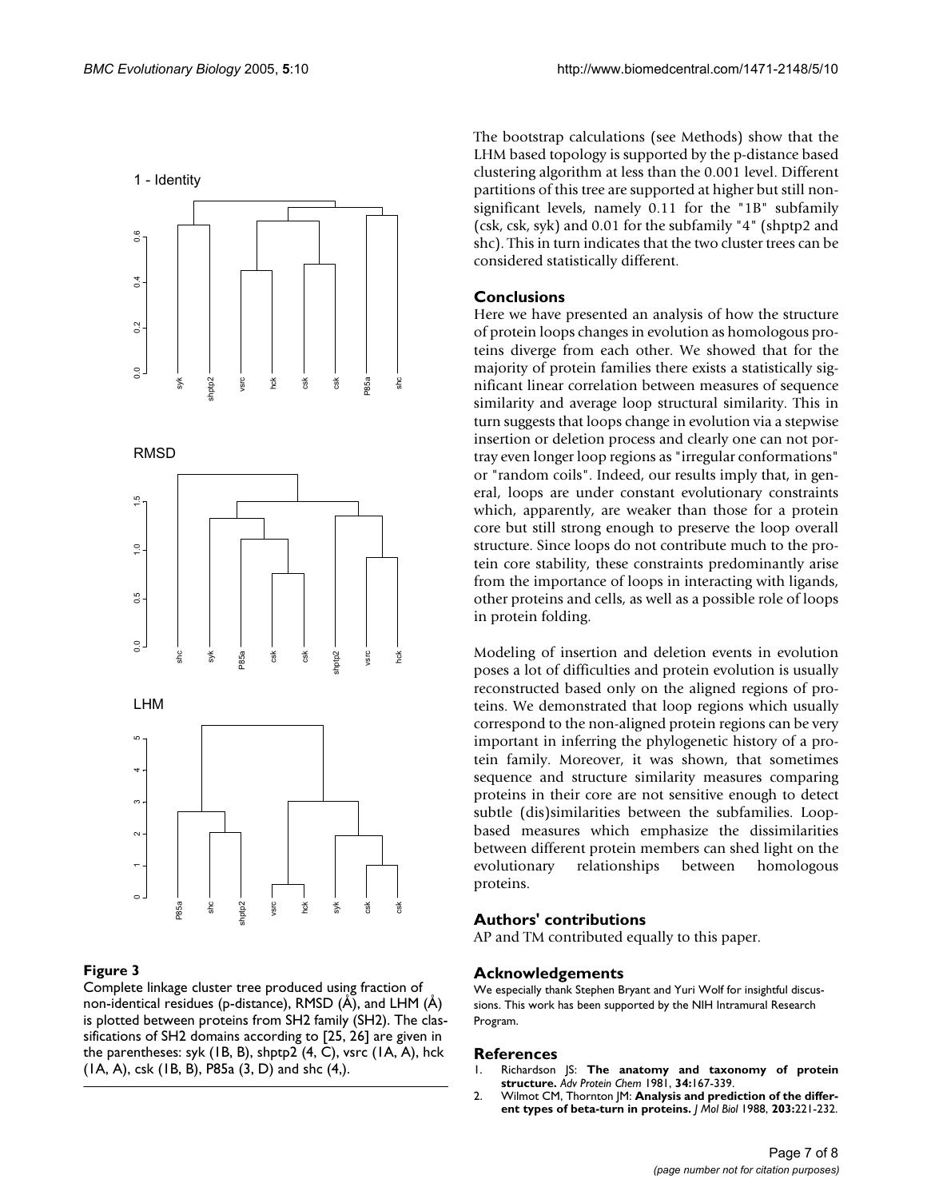**Figure 3**

Complete linkage cluster tree produced using fraction of non-identical residues (p-distance), RMSD (Å), and LHM (Å) is plotted between proteins from SH2 family (SH2). The classifications of SH2 domains according to [25, 26] are given in the parentheses: syk (1B, B), shptp2 (4, C), vsrc (1A, A), hck (1A, A), csk (1B, B), P85a (3, D) and shc (4,).

The bootstrap calculations (see Methods) show that the LHM based topology is supported by the p-distance based clustering algorithm at less than the 0.001 level. Different partitions of this tree are supported at higher but still non-significant levels, namely 0.11 for the "1B" subfamily (csk, csk, syk) and 0.01 for the subfamily "4" (shptp2 and shc). This in turn indicates that the two cluster trees can be considered statistically different.

## Conclusions

Here we have presented an analysis of how the structure of protein loops changes in evolution as homologous proteins diverge from each other. We showed that for the majority of protein families there exists a statistically significant linear correlation between measures of sequence similarity and average loop structural similarity. This in turn suggests that loops change in evolution via a stepwise insertion or deletion process and clearly one can not portray even longer loop regions as "irregular conformations" or "random coils". Indeed, our results imply that, in general, loops are under constant evolutionary constraints which, apparently, are weaker than those for a protein core but still strong enough to preserve the loop overall structure. Since loops do not contribute much to the protein core stability, these constraints predominantly arise from the importance of loops in interacting with ligands, other proteins and cells, as well as a possible role of loops in protein folding.

Modeling of insertion and deletion events in evolution poses a lot of difficulties and protein evolution is usually reconstructed based only on the aligned regions of proteins. We demonstrated that loop regions which usually correspond to the non-aligned protein regions can be very important in inferring the phylogenetic history of a protein family. Moreover, it was shown, that sometimes sequence and structure similarity measures comparing proteins in their core are not sensitive enough to detect subtle (dis)similarities between the subfamilies. Loop-based measures which emphasize the dissimilarities between different protein members can shed light on the evolutionary relationships between homologous proteins.

## Authors' contributions

AP and TM contributed equally to this paper.

## Acknowledgements

We especially thank Stephen Bryant and Yuri Wolf for insightful discussions. This work has been supported by the NIH Intramural Research Program.

## References

1. Richardson JS: **The anatomy and taxonomy of protein structure.** *Adv Protein Chem* 1981, **34:**167-339.
2. Wilmot CM, Thornton JM: **Analysis and prediction of the different types of beta-turn in proteins.** *J Mol Biol* 1988, **203:**221-232.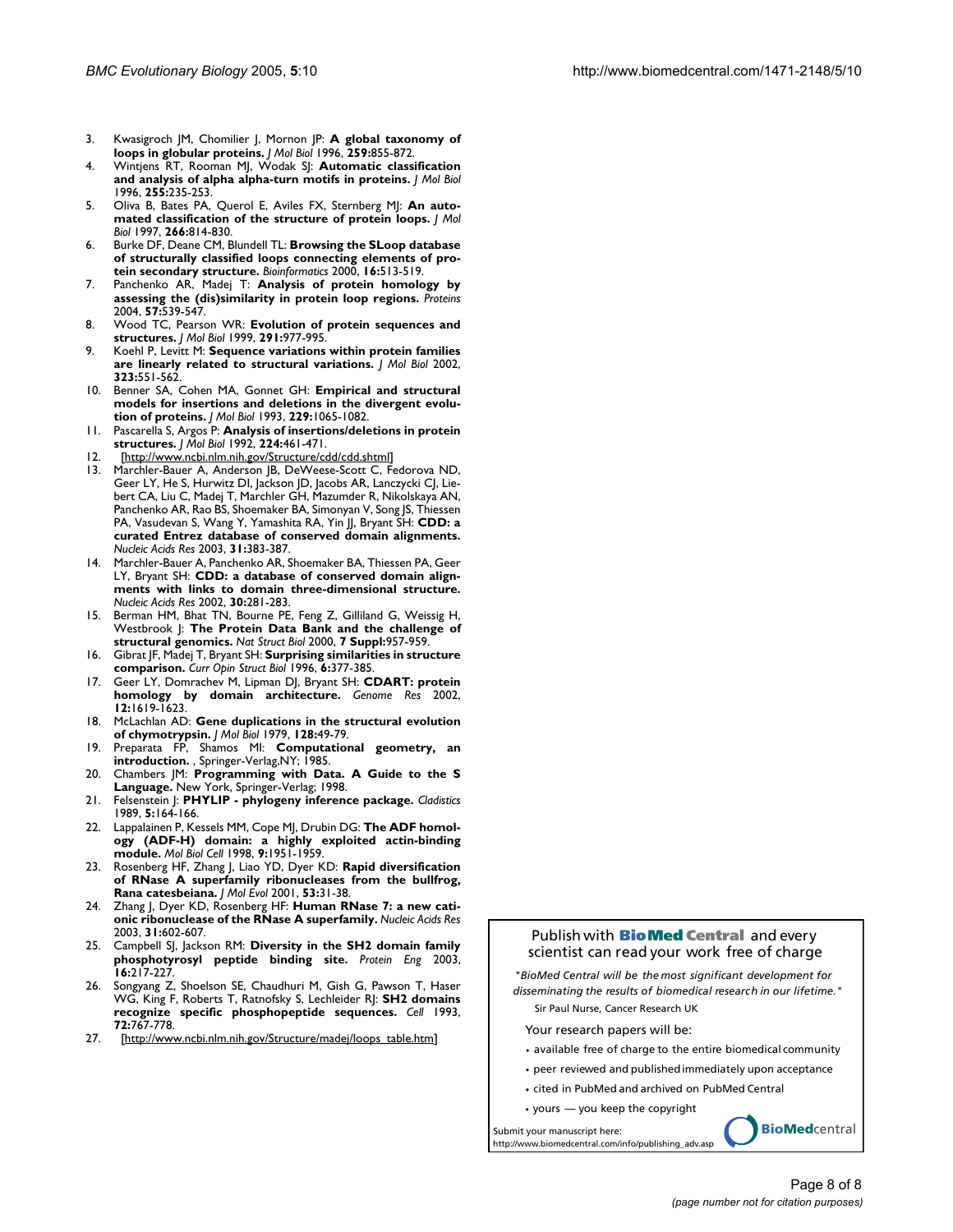3. Kwasigroch JM, Chomilier J, Mornon JP: **A global taxonomy of loops in globular proteins.** *J Mol Biol* 1996, **259:**855-872.
4. Wintjens RT, Rooman MJ, Wodak SJ: **Automatic classification and analysis of alpha alpha-turn motifs in proteins.** *J Mol Biol* 1996, **255:**235-253.
5. Oliva B, Bates PA, Querol E, Aviles FX, Sternberg MJ: **An automated classification of the structure of protein loops.** *J Mol Biol* 1997, **266:**814-830.
6. Burke DF, Deane CM, Blundell TL: **Browsing the SLoop database of structurally classified loops connecting elements of protein secondary structure.** *Bioinformatics* 2000, **16:**513-519.
7. Panchenko AR, Madej T: **Analysis of protein homology by assessing the (dis)similarity in protein loop regions.** *Proteins* 2004, **57:**539-547.
8. Wood TC, Pearson WR: **Evolution of protein sequences and structures.** *J Mol Biol* 1999, **291:**977-995.
9. Koehl P, Levitt M: **Sequence variations within protein families are linearly related to structural variations.** *J Mol Biol* 2002, **323:**551-562.
10. Benner SA, Cohen MA, Gonnet GH: **Empirical and structural models for insertions and deletions in the divergent evolution of proteins.** *J Mol Biol* 1993, **229:**1065-1082.
11. Pascarella S, Argos P: **Analysis of insertions/deletions in protein structures.** *J Mol Biol* 1992, **224:**461-471.
12. [http://www.ncbi.nlm.nih.gov/Structure/cdd/cdd.shtml]
13. Marchler-Bauer A, Anderson JB, DeWeese-Scott C, Fedorova ND, Geer LY, He S, Hurwitz DI, Jackson JD, Jacobs AR, Lanczycki CJ, Liebert CA, Liu C, Madej T, Marchler GH, Mazumder R, Nikolskaya AN, Panchenko AR, Rao BS, Shoemaker BA, Simonyan V, Song JS, Thiessen PA, Vasudevan S, Wang Y, Yamashita RA, Yin JJ, Bryant SH: **CDD: a curated Entrez database of conserved domain alignments.** *Nucleic Acids Res* 2003, **31:**383-387.
14. Marchler-Bauer A, Panchenko AR, Shoemaker BA, Thiessen PA, Geer LY, Bryant SH: **CDD: a database of conserved domain alignments with links to domain three-dimensional structure.** *Nucleic Acids Res* 2002, **30:**281-283.
15. Berman HM, Bhat TN, Bourne PE, Feng Z, Gilliland G, Weissig H, Westbrook J: **The Protein Data Bank and the challenge of structural genomics.** *Nat Struct Biol* 2000, **7 Suppl:**957-959.
16. Gibrat JF, Madej T, Bryant SH: **Surprising similarities in structure comparison.** *Curr Opin Struct Biol* 1996, **6:**377-385.
17. Geer LY, Domrachev M, Lipman DJ, Bryant SH: **CDART: protein homology by domain architecture.** *Genome Res* 2002, **12:**1619-1623.
18. McLachlan AD: **Gene duplications in the structural evolution of chymotrypsin.** *J Mol Biol* 1979, **128:**49-79.
19. Preparata FP, Shamos MI: **Computational geometry, an introduction.** , Springer-Verlag,NY; 1985.
20. Chambers JM: **Programming with Data. A Guide to the S Language.** New York, Springer-Verlag; 1998.
21. Felsenstein J: **PHYLIP - phylogeny inference package.** *Cladistics* 1989, **5:**164-166.
22. Lappalainen P, Kessels MM, Cope MJ, Drubin DG: **The ADF homology (ADF-H) domain: a highly exploited actin-binding module.** *Mol Biol Cell* 1998, **9:**1951-1959.
23. Rosenberg HF, Zhang J, Liao YD, Dyer KD: **Rapid diversification of RNase A superfamily ribonucleases from the bullfrog, Rana catesbeiana.** *J Mol Evol* 2001, **53:**31-38.
24. Zhang J, Dyer KD, Rosenberg HF: **Human RNase 7: a new cationic ribonuclease of the RNase A superfamily.** *Nucleic Acids Res* 2003, **31:**602-607.
25. Campbell SJ, Jackson RM: **Diversity in the SH2 domain family phosphotyrosyl peptide binding site.** *Protein Eng* 2003, **16:**217-227.
26. Songyang Z, Shoelson SE, Chaudhuri M, Gish G, Pawson T, Haser WG, King F, Roberts T, Ratnofsky S, Lechleider RJ: **SH2 domains recognize specific phosphopeptide sequences.** *Cell* 1993, **72:**767-778.
27. [http://www.ncbi.nlm.nih.gov/Structure/madej/loops_table.htm]

Publish with **BioMed Central** and every scientist can read your work free of charge

*"BioMed Central will be the most significant development for disseminating the results of biomedical research in our lifetime."*
Sir Paul Nurse, Cancer Research UK

Your research papers will be:

- available free of charge to the entire biomedical community
- peer reviewed and published immediately upon acceptance
- cited in PubMed and archived on PubMed Central
- yours — you keep the copyright

Submit your manuscript here:
http://www.biomedcentral.com/info/publishing_adv.asp

**BioMed**central